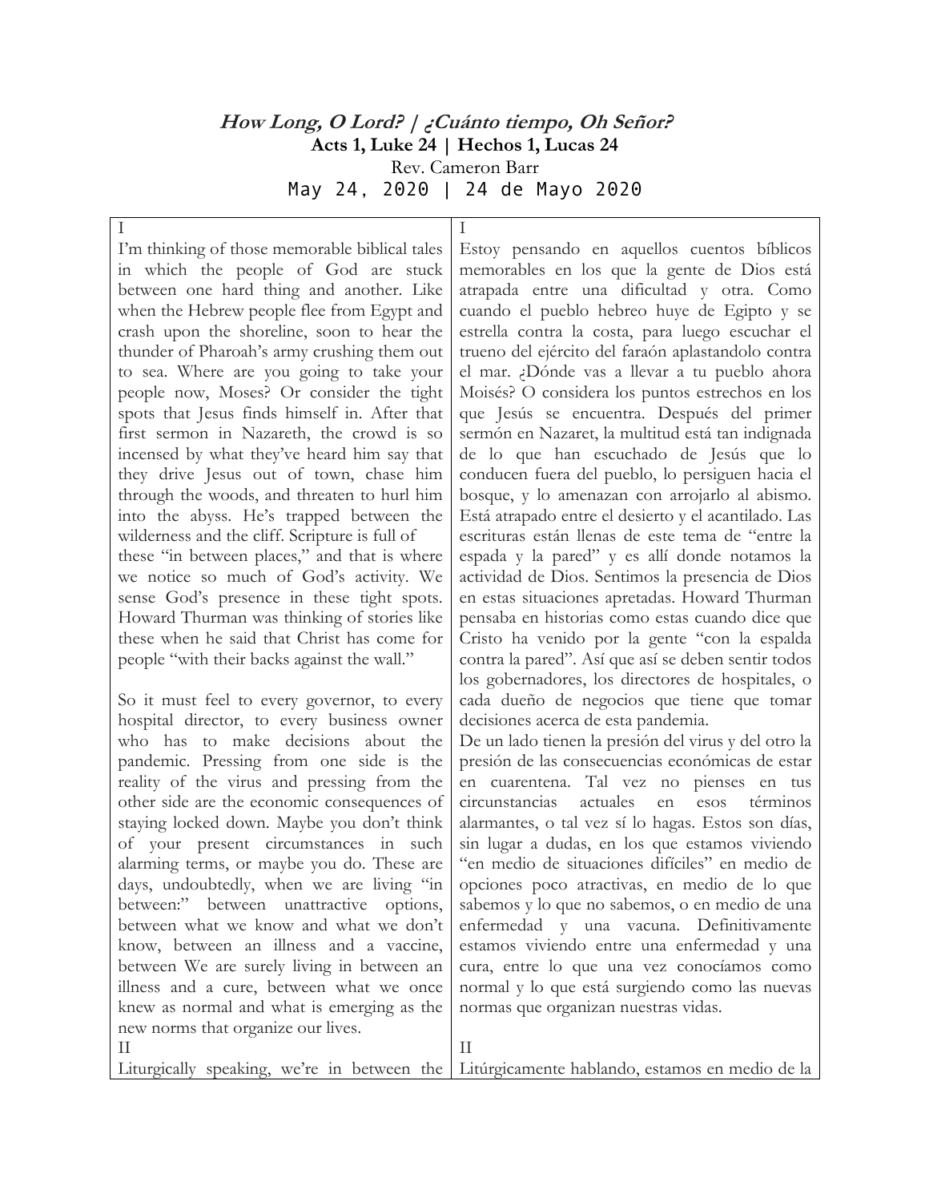# *How Long, O Lord? | ¿Cuánto tiempo, Oh Señor?*

**Acts 1, Luke 24 | Hechos 1, Lucas 24**

Rev. Cameron Barr

May 24, 2020 | 24 de Mayo 2020

I

I'm thinking of those memorable biblical tales in which the people of God are stuck between one hard thing and another. Like when the Hebrew people flee from Egypt and crash upon the shoreline, soon to hear the thunder of Pharoah's army crushing them out to sea. Where are you going to take your people now, Moses? Or consider the tight spots that Jesus finds himself in. After that first sermon in Nazareth, the crowd is so incensed by what they've heard him say that they drive Jesus out of town, chase him through the woods, and threaten to hurl him into the abyss. He's trapped between the wilderness and the cliff. Scripture is full of these "in between places," and that is where we notice so much of God's activity. We sense God's presence in these tight spots. Howard Thurman was thinking of stories like these when he said that Christ has come for people "with their backs against the wall."

So it must feel to every governor, to every hospital director, to every business owner who has to make decisions about the pandemic. Pressing from one side is the reality of the virus and pressing from the other side are the economic consequences of staying locked down. Maybe you don't think of your present circumstances in such alarming terms, or maybe you do. These are days, undoubtedly, when we are living "in between:" between unattractive options, between what we know and what we don't know, between an illness and a vaccine, between We are surely living in between an illness and a cure, between what we once knew as normal and what is emerging as the new norms that organize our lives.

II

Liturgically speaking, we're in between the

I

Estoy pensando en aquellos cuentos bíblicos memorables en los que la gente de Dios está atrapada entre una dificultad y otra. Como cuando el pueblo hebreo huye de Egipto y se estrella contra la costa, para luego escuchar el trueno del ejército del faraón aplastandolo contra el mar. ¿Dónde vas a llevar a tu pueblo ahora Moisés? O considera los puntos estrechos en los que Jesús se encuentra. Después del primer sermón en Nazaret, la multitud está tan indignada de lo que han escuchado de Jesús que lo conducen fuera del pueblo, lo persiguen hacia el bosque, y lo amenazan con arrojarlo al abismo. Está atrapado entre el desierto y el acantilado. Las escrituras están llenas de este tema de "entre la espada y la pared" y es allí donde notamos la actividad de Dios. Sentimos la presencia de Dios en estas situaciones apretadas. Howard Thurman pensaba en historias como estas cuando dice que Cristo ha venido por la gente "con la espalda contra la pared". Así que así se deben sentir todos los gobernadores, los directores de hospitales, o cada dueño de negocios que tiene que tomar decisiones acerca de esta pandemia.

De un lado tienen la presión del virus y del otro la presión de las consecuencias económicas de estar en cuarentena. Tal vez no pienses en tus circunstancias actuales en esos términos alarmantes, o tal vez sí lo hagas. Estos son días, sin lugar a dudas, en los que estamos viviendo "en medio de situaciones difíciles" en medio de opciones poco atractivas, en medio de lo que sabemos y lo que no sabemos, o en medio de una enfermedad y una vacuna. Definitivamente estamos viviendo entre una enfermedad y una cura, entre lo que una vez conocíamos como normal y lo que está surgiendo como las nuevas normas que organizan nuestras vidas.

II

Litúrgicamente hablando, estamos en medio de la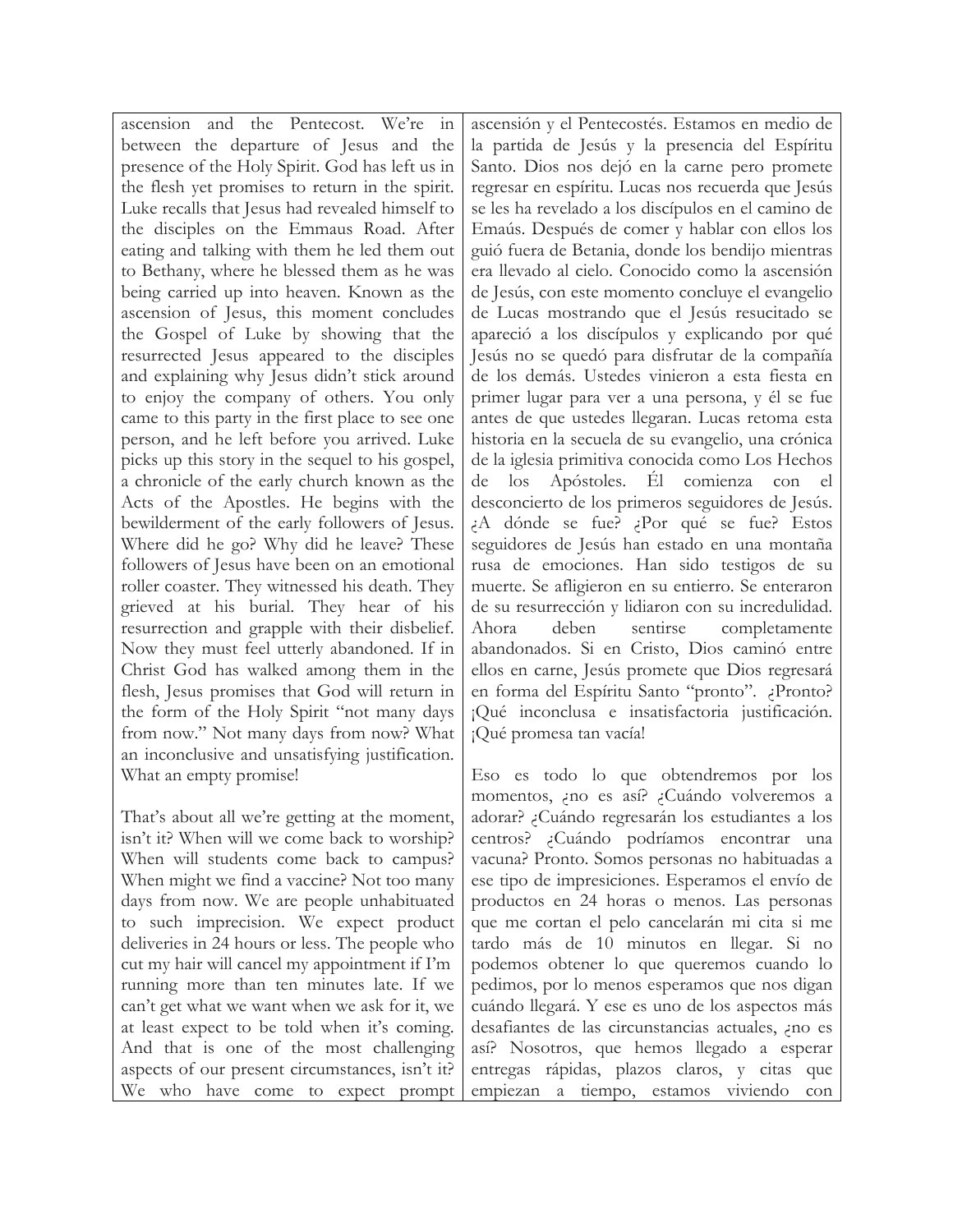| | |
|---|---|
| ascension and the Pentecost. We're in between the departure of Jesus and the presence of the Holy Spirit. God has left us in the flesh yet promises to return in the spirit. Luke recalls that Jesus had revealed himself to the disciples on the Emmaus Road. After eating and talking with them he led them out to Bethany, where he blessed them as he was being carried up into heaven. Known as the ascension of Jesus, this moment concludes the Gospel of Luke by showing that the resurrected Jesus appeared to the disciples and explaining why Jesus didn't stick around to enjoy the company of others. You only came to this party in the first place to see one person, and he left before you arrived. Luke picks up this story in the sequel to his gospel, a chronicle of the early church known as the Acts of the Apostles. He begins with the bewilderment of the early followers of Jesus. Where did he go? Why did he leave? These followers of Jesus have been on an emotional roller coaster. They witnessed his death. They grieved at his burial. They hear of his resurrection and grapple with their disbelief. Now they must feel utterly abandoned. If in Christ God has walked among them in the flesh, Jesus promises that God will return in the form of the Holy Spirit "not many days from now." Not many days from now? What an inconclusive and unsatisfying justification. What an empty promise!<br><br>That's about all we're getting at the moment, isn't it? When will we come back to worship? When will students come back to campus? When might we find a vaccine? Not too many days from now. We are people unhabituated to such imprecision. We expect product deliveries in 24 hours or less. The people who cut my hair will cancel my appointment if I'm running more than ten minutes late. If we can't get what we want when we ask for it, we at least expect to be told when it's coming. And that is one of the most challenging aspects of our present circumstances, isn't it? We who have come to expect prompt | ascensión y el Pentecostés. Estamos en medio de la partida de Jesús y la presencia del Espíritu Santo. Dios nos dejó en la carne pero promete regresar en espíritu. Lucas nos recuerda que Jesús se les ha revelado a los discípulos en el camino de Emaús. Después de comer y hablar con ellos los guió fuera de Betania, donde los bendijo mientras era llevado al cielo. Conocido como la ascensión de Jesús, con este momento concluye el evangelio de Lucas mostrando que el Jesús resucitado se apareció a los discípulos y explicando por qué Jesús no se quedó para disfrutar de la compañía de los demás. Ustedes vinieron a esta fiesta en primer lugar para ver a una persona, y él se fue antes de que ustedes llegaran. Lucas retoma esta historia en la secuela de su evangelio, una crónica de la iglesia primitiva conocida como Los Hechos de los Apóstoles. Él comienza con el desconcierto de los primeros seguidores de Jesús. ¿A dónde se fue? ¿Por qué se fue? Estos seguidores de Jesús han estado en una montaña rusa de emociones. Han sido testigos de su muerte. Se afligieron en su entierro. Se enteraron de su resurrección y lidiaron con su incredulidad. Ahora deben sentirse completamente abandonados. Si en Cristo, Dios caminó entre ellos en carne, Jesús promete que Dios regresará en forma del Espíritu Santo "pronto". ¿Pronto? ¡Qué inconclusa e insatisfactoria justificación. ¡Qué promesa tan vacía!<br><br>Eso es todo lo que obtendremos por los momentos, ¿no es así? ¿Cuándo volveremos a adorar? ¿Cuándo regresarán los estudiantes a los centros? ¿Cuándo podríamos encontrar una vacuna? Pronto. Somos personas no habituadas a ese tipo de imprecisiones. Esperamos el envío de productos en 24 horas o menos. Las personas que me cortan el pelo cancelarán mi cita si me tardo más de 10 minutos en llegar. Si no podemos obtener lo que queremos cuando lo pedimos, por lo menos esperamos que nos digan cuándo llegará. Y ese es uno de los aspectos más desafiantes de las circunstancias actuales, ¿no es así? Nosotros, que hemos llegado a esperar entregas rápidas, plazos claros, y citas que empiezan a tiempo, estamos viviendo con |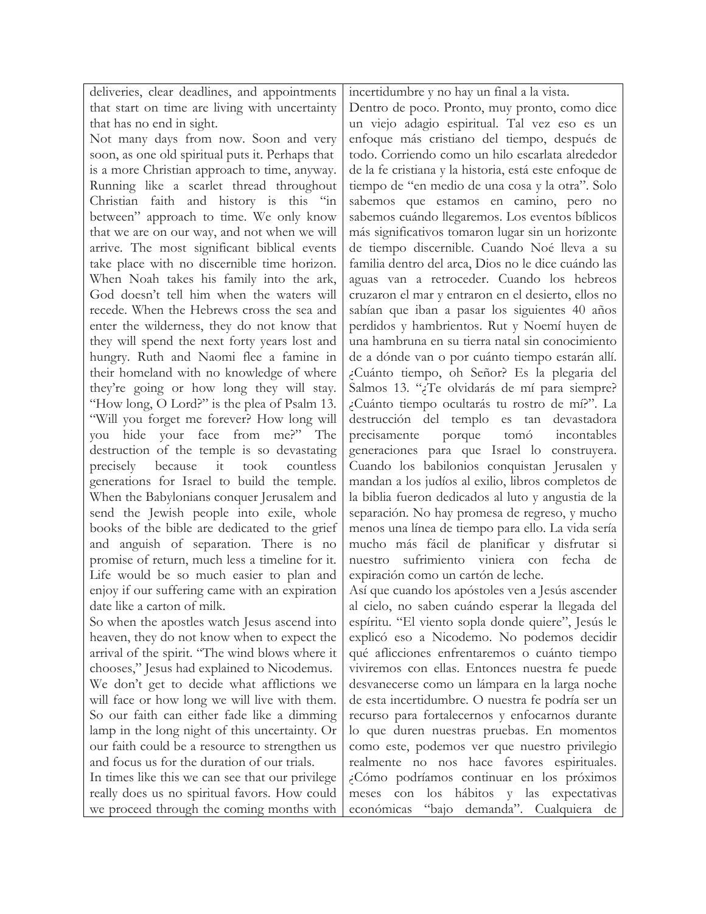| | |
|---|---|
| deliveries, clear deadlines, and appointments that start on time are living with uncertainty that has no end in sight.<br>Not many days from now. Soon and very soon, as one old spiritual puts it. Perhaps that is a more Christian approach to time, anyway. Running like a scarlet thread throughout Christian faith and history is this "in between" approach to time. We only know that we are on our way, and not when we will arrive. The most significant biblical events take place with no discernible time horizon. When Noah takes his family into the ark, God doesn't tell him when the waters will recede. When the Hebrews cross the sea and enter the wilderness, they do not know that they will spend the next forty years lost and hungry. Ruth and Naomi flee a famine in their homeland with no knowledge of where they're going or how long they will stay. "How long, O Lord?" is the plea of Psalm 13. "Will you forget me forever? How long will you hide your face from me?" The destruction of the temple is so devastating precisely because it took countless generations for Israel to build the temple. When the Babylonians conquer Jerusalem and send the Jewish people into exile, whole books of the bible are dedicated to the grief and anguish of separation. There is no promise of return, much less a timeline for it. Life would be so much easier to plan and enjoy if our suffering came with an expiration date like a carton of milk.<br>So when the apostles watch Jesus ascend into heaven, they do not know when to expect the arrival of the spirit. "The wind blows where it chooses," Jesus had explained to Nicodemus.<br>We don't get to decide what afflictions we will face or how long we will live with them. So our faith can either fade like a dimming lamp in the long night of this uncertainty. Or our faith could be a resource to strengthen us and focus us for the duration of our trials.<br>In times like this we can see that our privilege really does us no spiritual favors. How could we proceed through the coming months with | incertidumbre y no hay un final a la vista.<br>Dentro de poco. Pronto, muy pronto, como dice un viejo adagio espiritual. Tal vez eso es un enfoque más cristiano del tiempo, después de todo. Corriendo como un hilo escarlata alrededor de la fe cristiana y la historia, está este enfoque de tiempo de "en medio de una cosa y la otra". Solo sabemos que estamos en camino, pero no sabemos cuándo llegaremos. Los eventos bíblicos más significativos tomaron lugar sin un horizonte de tiempo discernible. Cuando Noé lleva a su familia dentro del arca, Dios no le dice cuándo las aguas van a retroceder. Cuando los hebreos cruzaron el mar y entraron en el desierto, ellos no sabían que iban a pasar los siguientes 40 años perdidos y hambrientos. Rut y Noemí huyen de una hambruna en su tierra natal sin conocimiento de a dónde van o por cuánto tiempo estarán allí. ¿Cuánto tiempo, oh Señor? Es la plegaria del Salmos 13. "¿Te olvidarás de mí para siempre? ¿Cuánto tiempo ocultarás tu rostro de mí?". La destrucción del templo es tan devastadora precisamente porque tomó incontables generaciones para que Israel lo construyera. Cuando los babilonios conquistan Jerusalen y mandan a los judíos al exilio, libros completos de la biblia fueron dedicados al luto y angustia de la separación. No hay promesa de regreso, y mucho menos una línea de tiempo para ello. La vida sería mucho más fácil de planificar y disfrutar si nuestro sufrimiento viniera con fecha de expiración como un cartón de leche.<br>Así que cuando los apóstoles ven a Jesús ascender al cielo, no saben cuándo esperar la llegada del espíritu. "El viento sopla donde quiere", Jesús le explicó eso a Nicodemo. No podemos decidir qué aflicciones enfrentaremos o cuánto tiempo viviremos con ellas. Entonces nuestra fe puede desvanecerse como un lámpara en la larga noche de esta incertidumbre. O nuestra fe podría ser un recurso para fortalecernos y enfocarnos durante lo que duren nuestras pruebas. En momentos como este, podemos ver que nuestro privilegio realmente no nos hace favores espirituales. ¿Cómo podríamos continuar en los próximos meses con los hábitos y las expectativas económicas "bajo demanda". Cualquiera de |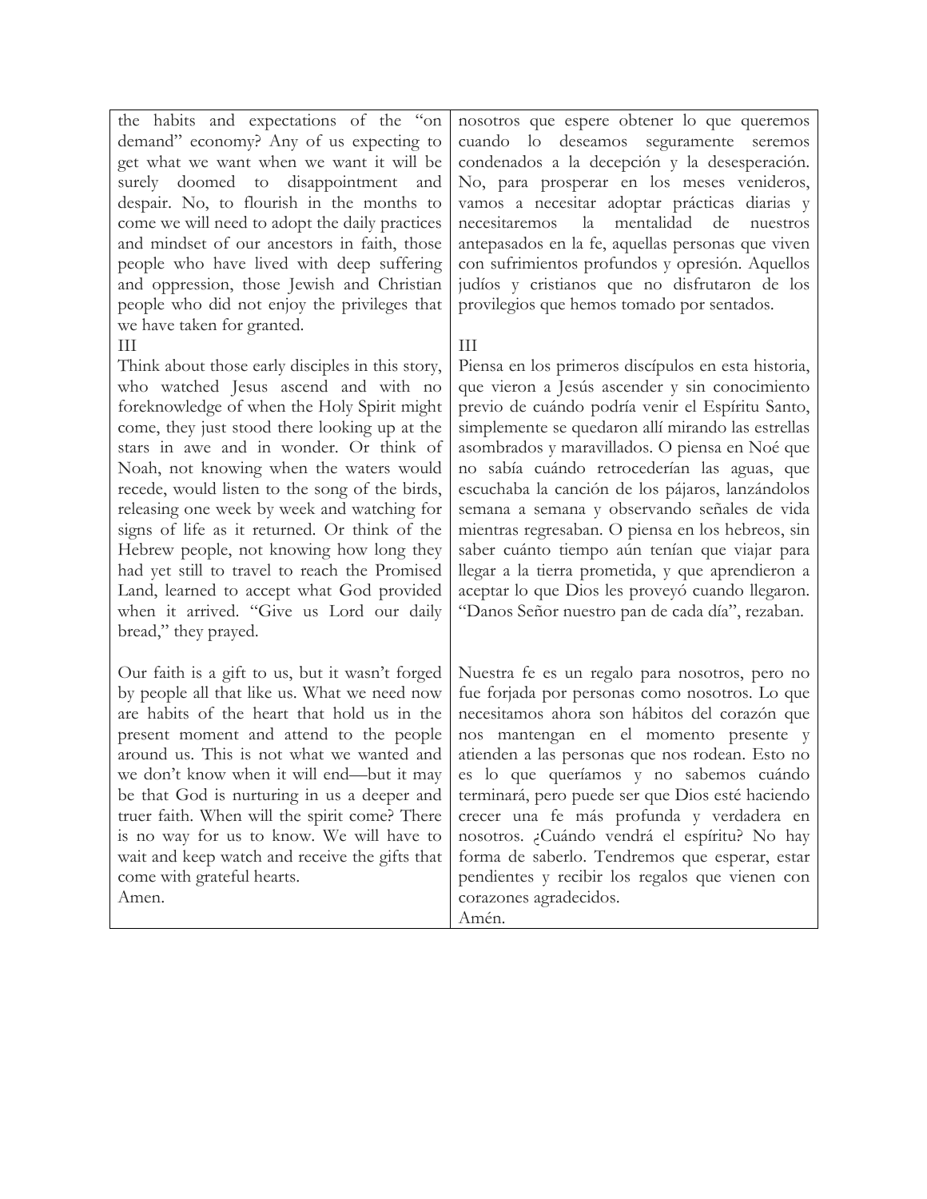| | |
|---|---|
| the habits and expectations of the "on demand" economy? Any of us expecting to get what we want when we want it will be surely doomed to disappointment and despair. No, to flourish in the months to come we will need to adopt the daily practices and mindset of our ancestors in faith, those people who have lived with deep suffering and oppression, those Jewish and Christian people who did not enjoy the privileges that we have taken for granted. | nosotros que espere obtener lo que queremos cuando lo deseamos seguramente seremos condenados a la decepción y la desesperación. No, para prosperar en los meses venideros, vamos a necesitar adoptar prácticas diarias y necesitaremos la mentalidad de nuestros antepasados en la fe, aquellas personas que viven con sufrimientos profundos y opresión. Aquellos judíos y cristianos que no disfrutaron de los provilegios que hemos tomado por sentados. |
| III<br>Think about those early disciples in this story, who watched Jesus ascend and with no foreknowledge of when the Holy Spirit might come, they just stood there looking up at the stars in awe and in wonder. Or think of Noah, not knowing when the waters would recede, would listen to the song of the birds, releasing one week by week and watching for signs of life as it returned. Or think of the Hebrew people, not knowing how long they had yet still to travel to reach the Promised Land, learned to accept what God provided when it arrived. "Give us Lord our daily bread," they prayed. | III<br>Piensa en los primeros discípulos en esta historia, que vieron a Jesús ascender y sin conocimiento previo de cuándo podría venir el Espíritu Santo, simplemente se quedaron allí mirando las estrellas asombrados y maravillados. O piensa en Noé que no sabía cuándo retrocederían las aguas, que escuchaba la canción de los pájaros, lanzándolos semana a semana y observando señales de vida mientras regresaban. O piensa en los hebreos, sin saber cuánto tiempo aún tenían que viajar para llegar a la tierra prometida, y que aprendieron a aceptar lo que Dios les proveyó cuando llegaron. "Danos Señor nuestro pan de cada día", rezaban. |
| Our faith is a gift to us, but it wasn't forged by people all that like us. What we need now are habits of the heart that hold us in the present moment and attend to the people around us. This is not what we wanted and we don't know when it will end—but it may be that God is nurturing in us a deeper and truer faith. When will the spirit come? There is no way for us to know. We will have to wait and keep watch and receive the gifts that come with grateful hearts.<br>Amen. | Nuestra fe es un regalo para nosotros, pero no fue forjada por personas como nosotros. Lo que necesitamos ahora son hábitos del corazón que nos mantengan en el momento presente y atienden a las personas que nos rodean. Esto no es lo que queríamos y no sabemos cuándo terminará, pero puede ser que Dios esté haciendo crecer una fe más profunda y verdadera en nosotros. ¿Cuándo vendrá el espíritu? No hay forma de saberlo. Tendremos que esperar, estar pendientes y recibir los regalos que vienen con corazones agradecidos.<br>Amén. |